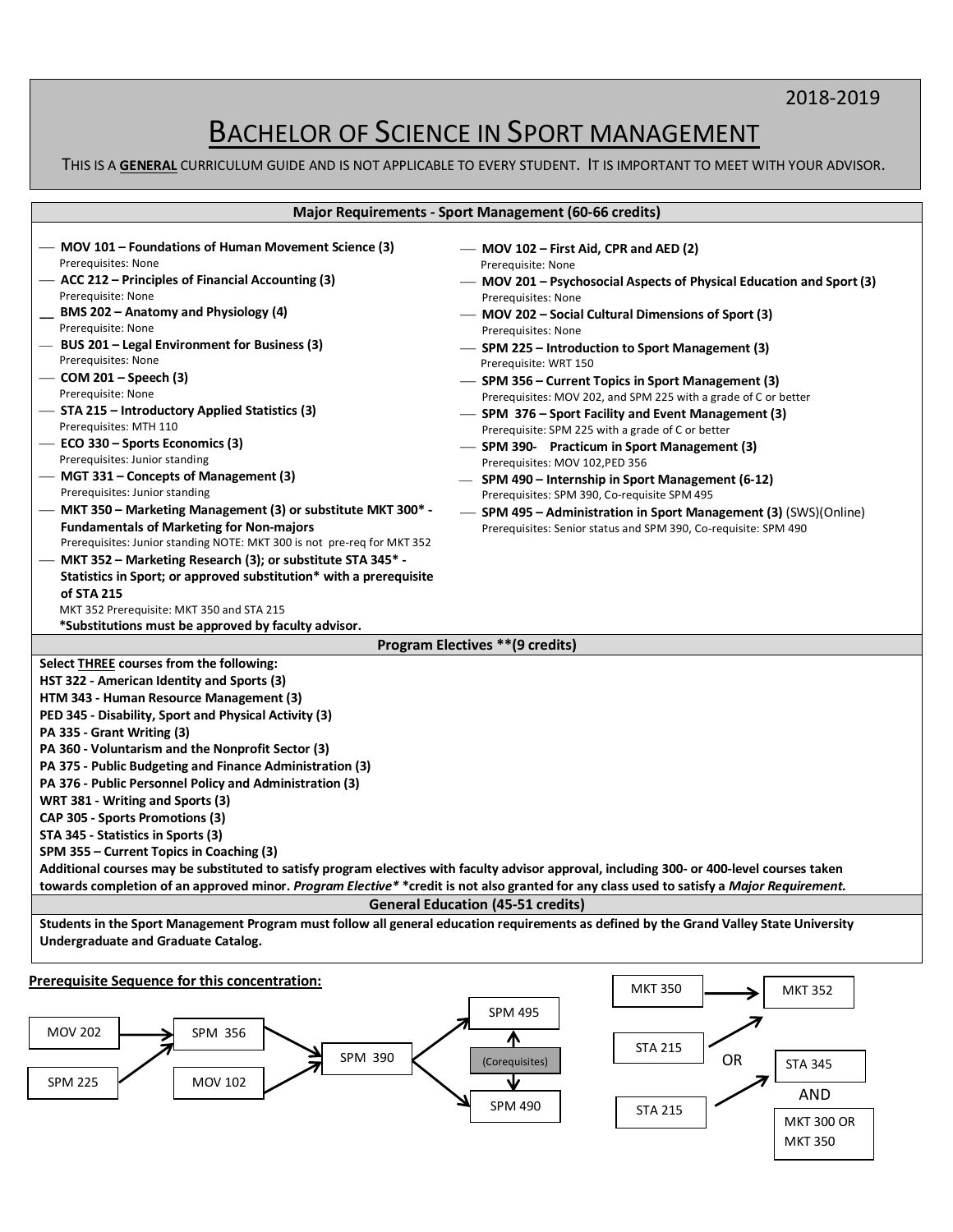2018-2019

# BACHELOR OF SCIENCE IN SPORT MANAGEMENT

THIS IS A **GENERAL** CURRICULUM GUIDE AND IS NOT APPLICABLE TO EVERY STUDENT. IT IS IMPORTANT TO MEET WITH YOUR ADVISOR.

## Major Requirements - Sport Management (60-66 credits)

- **MOV 101 – Foundations of Human Movement Science (3)**
  Prerequisites: None
- **ACC 212 – Principles of Financial Accounting (3)**
  Prerequisite: None
- **BMS 202 – Anatomy and Physiology (4)**
  Prerequisite: None
- **BUS 201 – Legal Environment for Business (3)**
  Prerequisites: None
- **COM 201 – Speech (3)**
  Prerequisite: None
- **STA 215 – Introductory Applied Statistics (3)**
  Prerequisites: MTH 110
- **ECO 330 – Sports Economics (3)**
  Prerequisites: Junior standing
- **MGT 331 – Concepts of Management (3)**
  Prerequisites: Junior standing
- **MKT 350 – Marketing Management (3) or substitute MKT 300* - Fundamentals of Marketing for Non-majors**
  Prerequisites: Junior standing NOTE: MKT 300 is not pre-req for MKT 352
- **MKT 352 – Marketing Research (3); or substitute STA 345* - Statistics in Sport; or approved substitution* with a prerequisite of STA 215**
  MKT 352 Prerequisite: MKT 350 and STA 215

**\*Substitutions must be approved by faculty advisor.**

- **MOV 102 – First Aid, CPR and AED (2)**
  Prerequisite: None
- **MOV 201 – Psychosocial Aspects of Physical Education and Sport (3)**
  Prerequisites: None
- **MOV 202 – Social Cultural Dimensions of Sport (3)**
  Prerequisites: None
- **SPM 225 – Introduction to Sport Management (3)**
  Prerequisite: WRT 150
- **SPM 356 – Current Topics in Sport Management (3)**
  Prerequisites: MOV 202, and SPM 225 with a grade of C or better
- **SPM 376 – Sport Facility and Event Management (3)**
  Prerequisite: SPM 225 with a grade of C or better
- **SPM 390- Practicum in Sport Management (3)**
  Prerequisites: MOV 102,PED 356
- **SPM 490 – Internship in Sport Management (6-12)**
  Prerequisites: SPM 390, Co-requisite SPM 495
- **SPM 495 – Administration in Sport Management (3)** (SWS)(Online)
  Prerequisites: Senior status and SPM 390, Co-requisite: SPM 490

## Program Electives **(9 credits)

**Select THREE courses from the following:**

**HST 322 - American Identity and Sports (3)**
**HTM 343 - Human Resource Management (3)**
**PED 345 - Disability, Sport and Physical Activity (3)**
**PA 335 - Grant Writing (3)**
**PA 360 - Voluntarism and the Nonprofit Sector (3)**
**PA 375 - Public Budgeting and Finance Administration (3)**
**PA 376 - Public Personnel Policy and Administration (3)**
**WRT 381 - Writing and Sports (3)**
**CAP 305 - Sports Promotions (3)**
**STA 345 - Statistics in Sports (3)**
**SPM 355 – Current Topics in Coaching (3)**

**Additional courses may be substituted to satisfy program electives with faculty advisor approval, including 300- or 400-level courses taken towards completion of an approved minor. *Program Elective** *credit is not also granted for any class used to satisfy a *Major Requirement.***

## General Education (45-51 credits)

**Students in the Sport Management Program must follow all general education requirements as defined by the Grand Valley State University Undergraduate and Graduate Catalog.**

**Prerequisite Sequence for this concentration:**

MOV 202
SPM 225
SPM 356
MOV 102
SPM 390
SPM 495
(Corequisites)
SPM 490

MKT 350
MKT 352
STA 215
OR
STA 345
AND
STA 215
MKT 300 OR MKT 350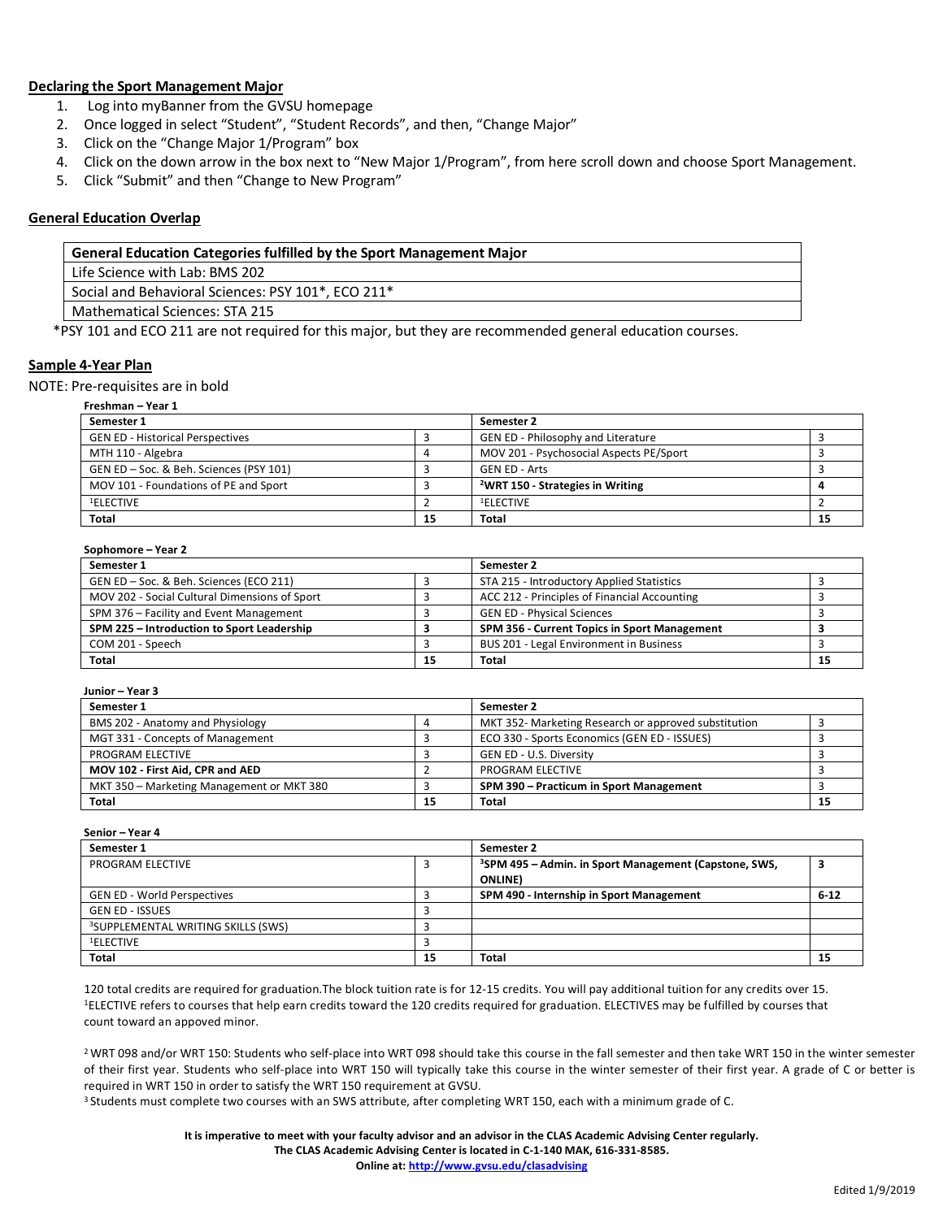## Declaring the Sport Management Major

1. Log into myBanner from the GVSU homepage
2. Once logged in select "Student", "Student Records", and then, "Change Major"
3. Click on the "Change Major 1/Program" box
4. Click on the down arrow in the box next to "New Major 1/Program", from here scroll down and choose Sport Management.
5. Click "Submit" and then "Change to New Program"

## General Education Overlap

| **General Education Categories fulfilled by the Sport Management Major** |
|---|
| Life Science with Lab: BMS 202 |
| Social and Behavioral Sciences: PSY 101*, ECO 211* |
| Mathematical Sciences: STA 215 |

*PSY 101 and ECO 211 are not required for this major, but they are recommended general education courses.

## Sample 4-Year Plan

NOTE: Pre-requisites are in bold

**Freshman – Year 1**

| **Semester 1** | | **Semester 2** | |
|---|---|---|---|
| GEN ED - Historical Perspectives | 3 | GEN ED - Philosophy and Literature | 3 |
| MTH 110 - Algebra | 4 | MOV 201 - Psychosocial Aspects PE/Sport | 3 |
| GEN ED – Soc. & Beh. Sciences (PSY 101) | 3 | GEN ED - Arts | 3 |
| MOV 101 - Foundations of PE and Sport | 3 | **[2]WRT 150 - Strategies in Writing** | **4** |
| [1]ELECTIVE | 2 | [1]ELECTIVE | 2 |
| **Total** | **15** | **Total** | **15** |

**Sophomore – Year 2**

| **Semester 1** | | **Semester 2** | |
|---|---|---|---|
| GEN ED – Soc. & Beh. Sciences (ECO 211) | 3 | STA 215 - Introductory Applied Statistics | 3 |
| MOV 202 - Social Cultural Dimensions of Sport | 3 | ACC 212 - Principles of Financial Accounting | 3 |
| SPM 376 – Facility and Event Management | 3 | GEN ED - Physical Sciences | 3 |
| **SPM 225 – Introduction to Sport Leadership** | **3** | **SPM 356 - Current Topics in Sport Management** | **3** |
| COM 201 - Speech | 3 | BUS 201 - Legal Environment in Business | 3 |
| **Total** | **15** | **Total** | **15** |

**Junior – Year 3**

| **Semester 1** | | **Semester 2** | |
|---|---|---|---|
| BMS 202 - Anatomy and Physiology | 4 | MKT 352- Marketing Research or approved substitution | 3 |
| MGT 331 - Concepts of Management | 3 | ECO 330 - Sports Economics (GEN ED - ISSUES) | 3 |
| PROGRAM ELECTIVE | 3 | GEN ED - U.S. Diversity | 3 |
| **MOV 102 - First Aid, CPR and AED** | 2 | PROGRAM ELECTIVE | 3 |
| MKT 350 – Marketing Management or MKT 380 | 3 | **SPM 390 – Practicum in Sport Management** | 3 |
| **Total** | **15** | **Total** | **15** |

**Senior – Year 4**

| **Semester 1** | | **Semester 2** | |
|---|---|---|---|
| PROGRAM ELECTIVE | 3 | **[3]SPM 495 – Admin. in Sport Management (Capstone, SWS, ONLINE)** | **3** |
| GEN ED - World Perspectives | 3 | **SPM 490 - Internship in Sport Management** | **6-12** |
| GEN ED - ISSUES | 3 | | |
| [3]SUPPLEMENTAL WRITING SKILLS (SWS) | 3 | | |
| [1]ELECTIVE | 3 | | |
| **Total** | **15** | **Total** | **15** |

120 total credits are required for graduation.The block tuition rate is for 12-15 credits. You will pay additional tuition for any credits over 15.
[1]ELECTIVE refers to courses that help earn credits toward the 120 credits required for graduation. ELECTIVES may be fulfilled by courses that count toward an appoved minor.

[2] WRT 098 and/or WRT 150: Students who self-place into WRT 098 should take this course in the fall semester and then take WRT 150 in the winter semester of their first year. Students who self-place into WRT 150 will typically take this course in the winter semester of their first year. A grade of C or better is required in WRT 150 in order to satisfy the WRT 150 requirement at GVSU.
[3] Students must complete two courses with an SWS attribute, after completing WRT 150, each with a minimum grade of C.

**It is imperative to meet with your faculty advisor and an advisor in the CLAS Academic Advising Center regularly.**
**The CLAS Academic Advising Center is located in C-1-140 MAK, 616-331-8585.**
**Online at: http://www.gvsu.edu/clasadvising**

Edited 1/9/2019